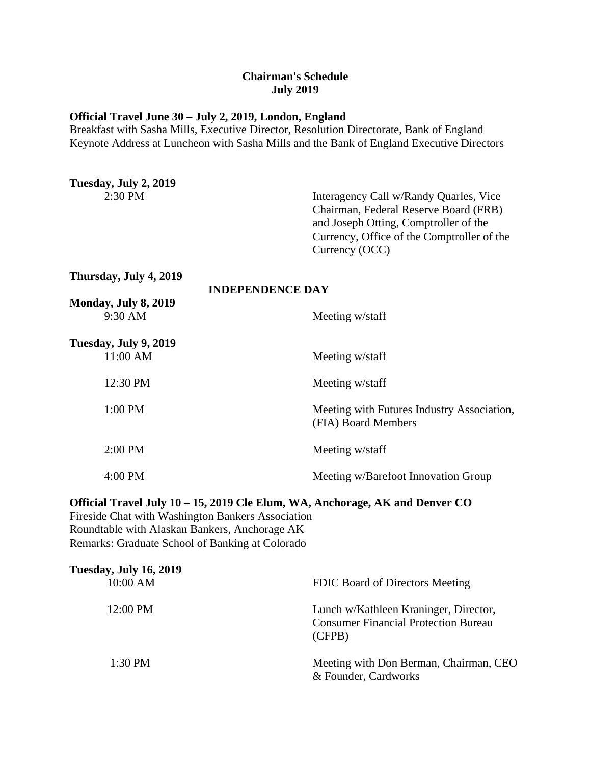# Chairman's Schedule
## July 2019

**Official Travel June 30 – July 2, 2019, London, England**
Breakfast with Sasha Mills, Executive Director, Resolution Directorate, Bank of England
Keynote Address at Luncheon with Sasha Mills and the Bank of England Executive Directors

**Tuesday, July 2, 2019**

| | |
|---|---|
| 2:30 PM | Interagency Call w/Randy Quarles, Vice Chairman, Federal Reserve Board (FRB) and Joseph Otting, Comptroller of the Currency, Office of the Comptroller of the Currency (OCC) |

**Thursday, July 4, 2019**

**INDEPENDENCE DAY**

**Monday, July 8, 2019**

| | |
|---|---|
| 9:30 AM | Meeting w/staff |

**Tuesday, July 9, 2019**

| | |
|---|---|
| 11:00 AM | Meeting w/staff |
| 12:30 PM | Meeting w/staff |
| 1:00 PM | Meeting with Futures Industry Association, (FIA) Board Members |
| 2:00 PM | Meeting w/staff |
| 4:00 PM | Meeting w/Barefoot Innovation Group |

**Official Travel July 10 – 15, 2019 Cle Elum, WA, Anchorage, AK and Denver CO**
Fireside Chat with Washington Bankers Association
Roundtable with Alaskan Bankers, Anchorage AK
Remarks: Graduate School of Banking at Colorado

**Tuesday, July 16, 2019**

| | |
|---|---|
| 10:00 AM | FDIC Board of Directors Meeting |
| 12:00 PM | Lunch w/Kathleen Kraninger, Director, Consumer Financial Protection Bureau (CFPB) |
| 1:30 PM | Meeting with Don Berman, Chairman, CEO & Founder, Cardworks |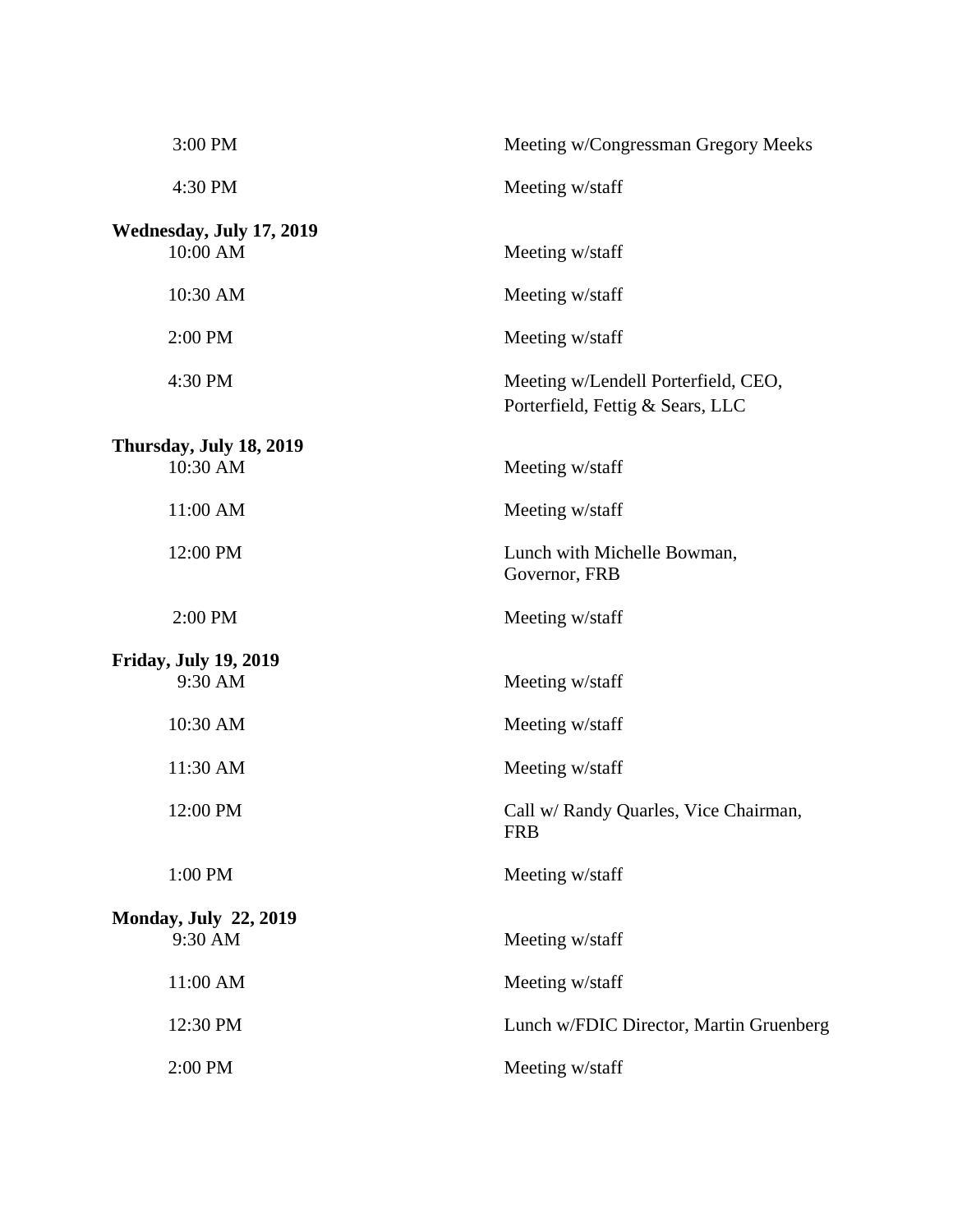| | |
|---|---|
| 3:00 PM | Meeting w/Congressman Gregory Meeks |
| 4:30 PM | Meeting w/staff |

**Wednesday, July 17, 2019**

| | |
|---|---|
| 10:00 AM | Meeting w/staff |
| 10:30 AM | Meeting w/staff |
| 2:00 PM | Meeting w/staff |
| 4:30 PM | Meeting w/Lendell Porterfield, CEO, Porterfield, Fettig & Sears, LLC |

**Thursday, July 18, 2019**

| | |
|---|---|
| 10:30 AM | Meeting w/staff |
| 11:00 AM | Meeting w/staff |
| 12:00 PM | Lunch with Michelle Bowman, Governor, FRB |
| 2:00 PM | Meeting w/staff |

**Friday, July 19, 2019**

| | |
|---|---|
| 9:30 AM | Meeting w/staff |
| 10:30 AM | Meeting w/staff |
| 11:30 AM | Meeting w/staff |
| 12:00 PM | Call w/ Randy Quarles, Vice Chairman, FRB |
| 1:00 PM | Meeting w/staff |

**Monday, July 22, 2019**

| | |
|---|---|
| 9:30 AM | Meeting w/staff |
| 11:00 AM | Meeting w/staff |
| 12:30 PM | Lunch w/FDIC Director, Martin Gruenberg |
| 2:00 PM | Meeting w/staff |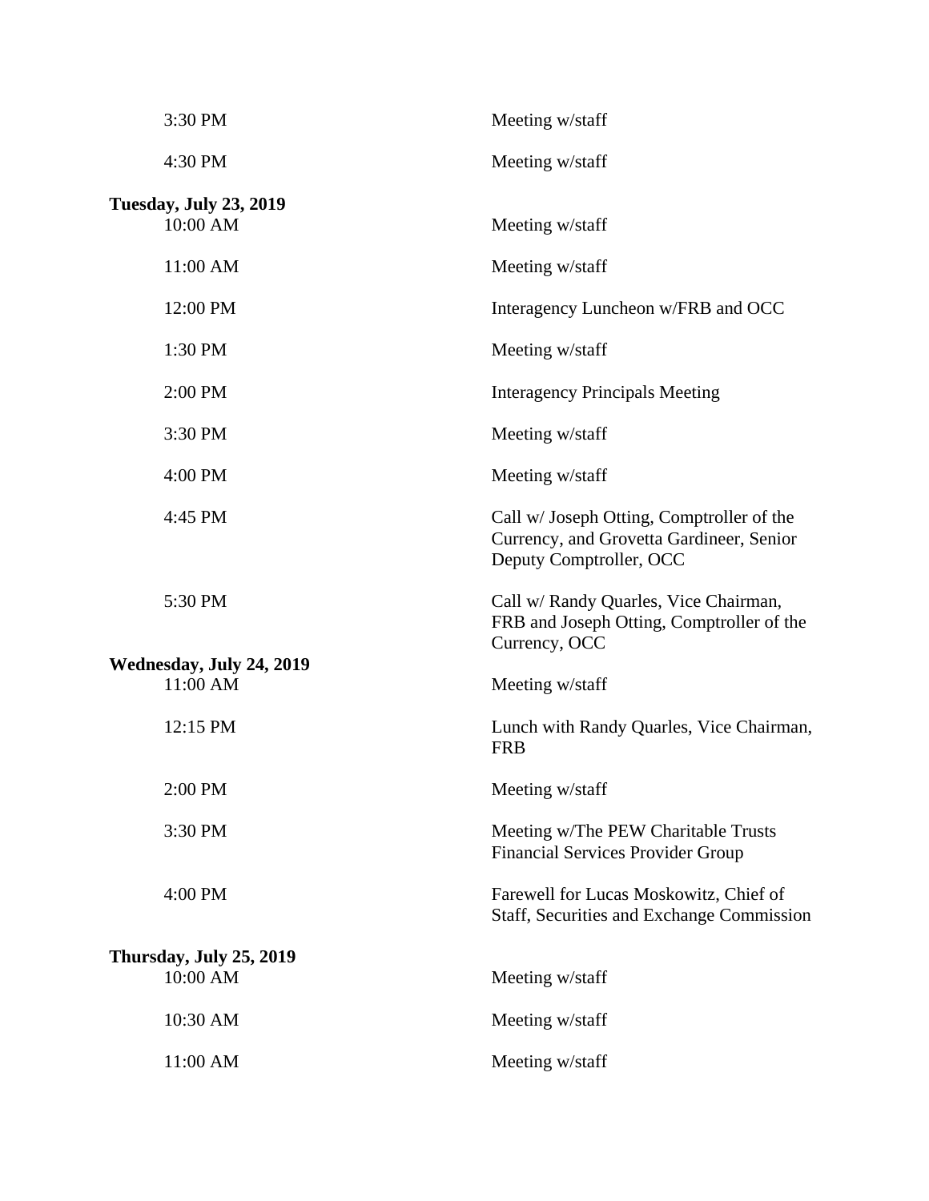| | |
|---|---|
| 3:30 PM | Meeting w/staff |
| 4:30 PM | Meeting w/staff |

**Tuesday, July 23, 2019**

| | |
|---|---|
| 10:00 AM | Meeting w/staff |
| 11:00 AM | Meeting w/staff |
| 12:00 PM | Interagency Luncheon w/FRB and OCC |
| 1:30 PM | Meeting w/staff |
| 2:00 PM | Interagency Principals Meeting |
| 3:30 PM | Meeting w/staff |
| 4:00 PM | Meeting w/staff |
| 4:45 PM | Call w/ Joseph Otting, Comptroller of the Currency, and Grovetta Gardineer, Senior Deputy Comptroller, OCC |
| 5:30 PM | Call w/ Randy Quarles, Vice Chairman, FRB and Joseph Otting, Comptroller of the Currency, OCC |

**Wednesday, July 24, 2019**

| | |
|---|---|
| 11:00 AM | Meeting w/staff |
| 12:15 PM | Lunch with Randy Quarles, Vice Chairman, FRB |
| 2:00 PM | Meeting w/staff |
| 3:30 PM | Meeting w/The PEW Charitable Trusts Financial Services Provider Group |
| 4:00 PM | Farewell for Lucas Moskowitz, Chief of Staff, Securities and Exchange Commission |

**Thursday, July 25, 2019**

| | |
|---|---|
| 10:00 AM | Meeting w/staff |
| 10:30 AM | Meeting w/staff |
| 11:00 AM | Meeting w/staff |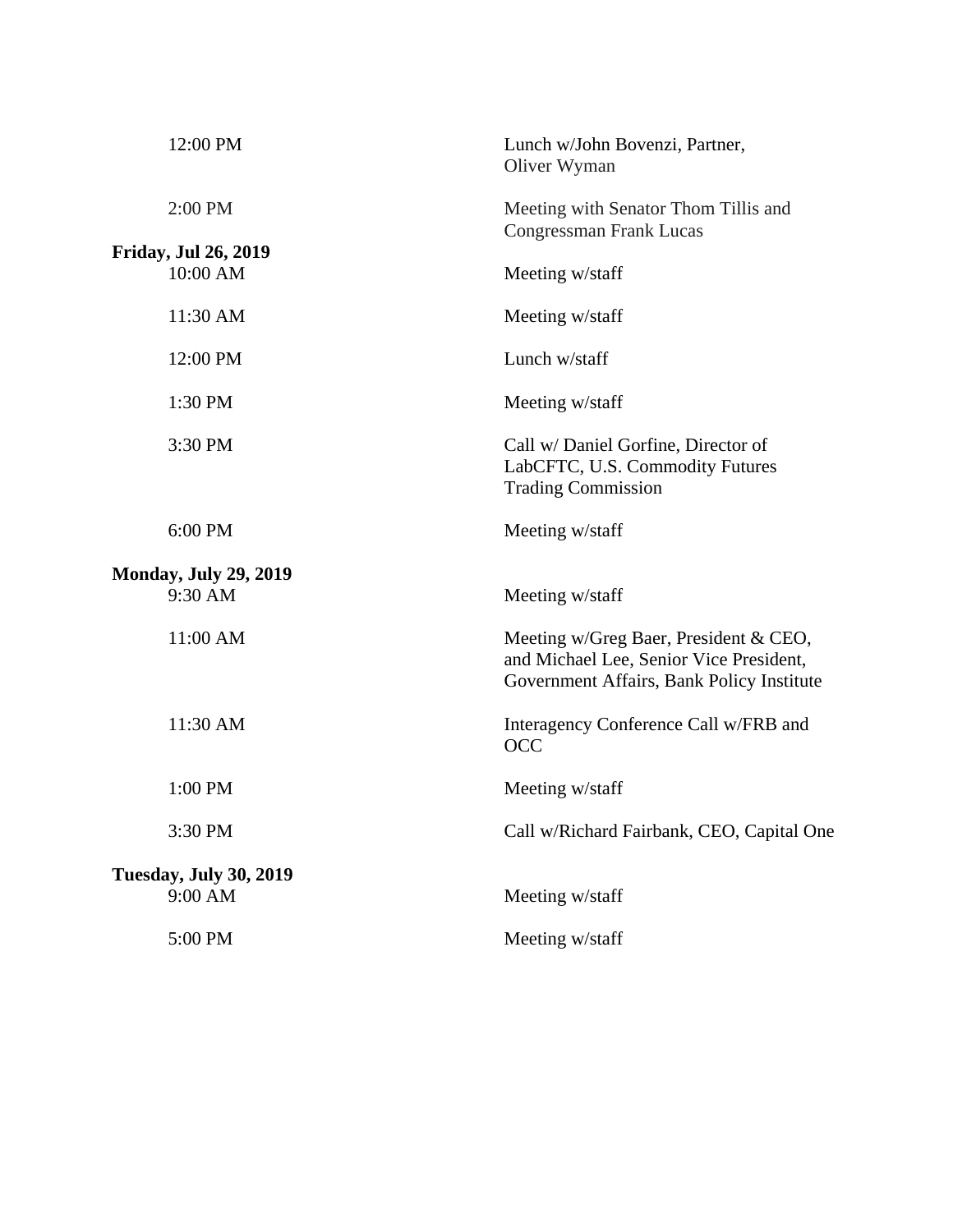12:00 PM — Lunch w/John Bovenzi, Partner, Oliver Wyman

2:00 PM — Meeting with Senator Thom Tillis and Congressman Frank Lucas

**Friday, Jul 26, 2019**

10:00 AM — Meeting w/staff

11:30 AM — Meeting w/staff

12:00 PM — Lunch w/staff

1:30 PM — Meeting w/staff

3:30 PM — Call w/ Daniel Gorfine, Director of LabCFTC, U.S. Commodity Futures Trading Commission

6:00 PM — Meeting w/staff

**Monday, July 29, 2019**

9:30 AM — Meeting w/staff

11:00 AM — Meeting w/Greg Baer, President & CEO, and Michael Lee, Senior Vice President, Government Affairs, Bank Policy Institute

11:30 AM — Interagency Conference Call w/FRB and OCC

1:00 PM — Meeting w/staff

3:30 PM — Call w/Richard Fairbank, CEO, Capital One

**Tuesday, July 30, 2019**

9:00 AM — Meeting w/staff

5:00 PM — Meeting w/staff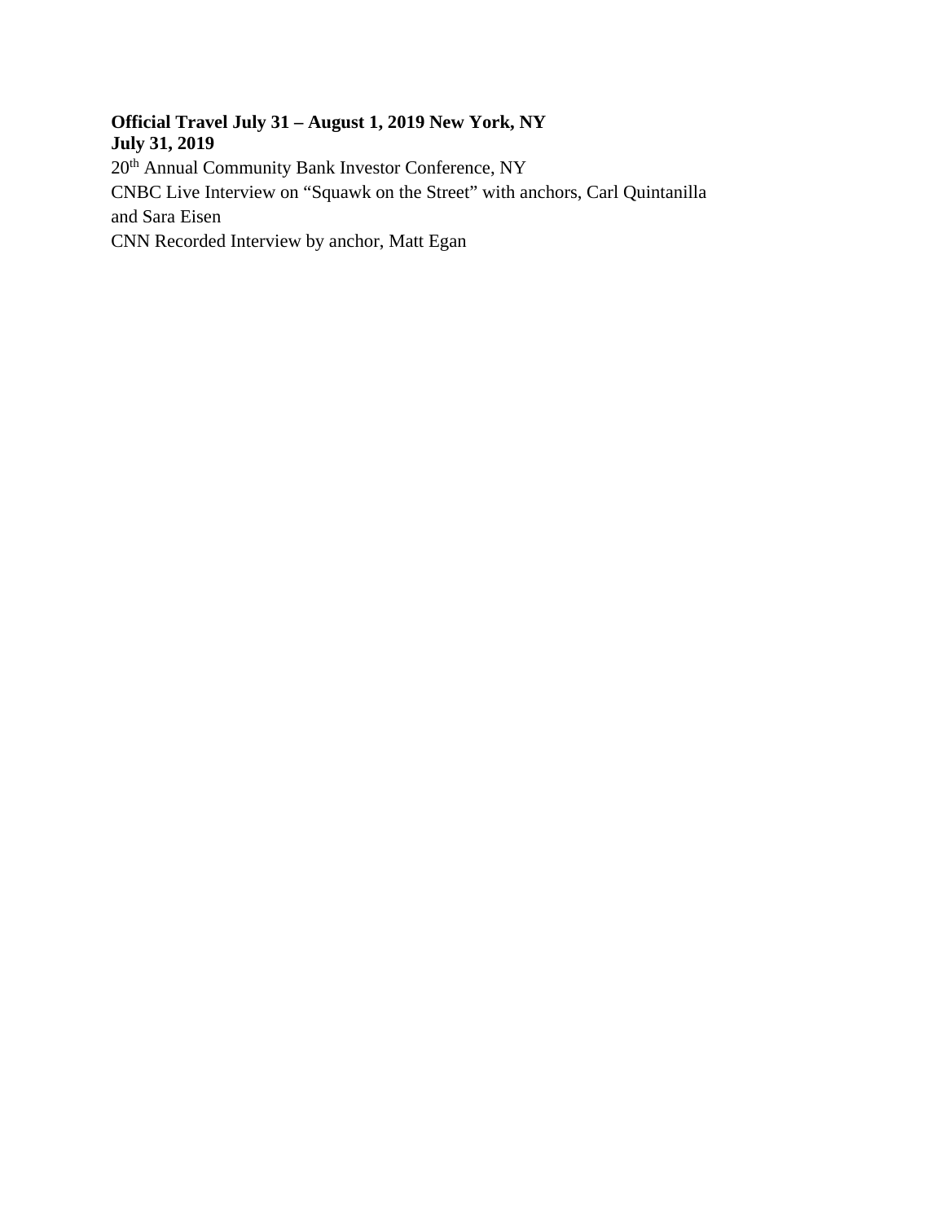**Official Travel July 31 – August 1, 2019 New York, NY**
**July 31, 2019**

20th Annual Community Bank Investor Conference, NY
CNBC Live Interview on "Squawk on the Street" with anchors, Carl Quintanilla and Sara Eisen
CNN Recorded Interview by anchor, Matt Egan